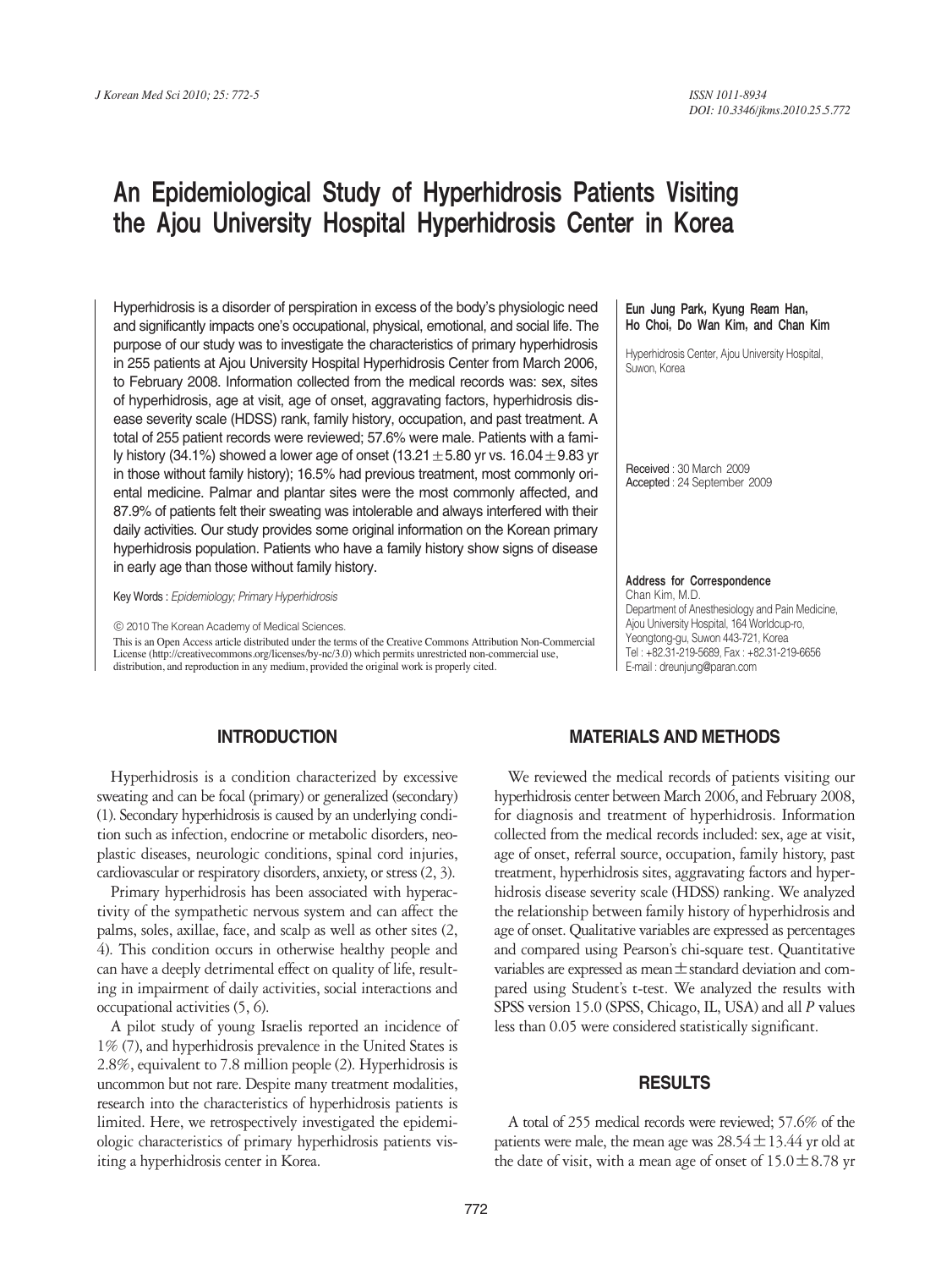# An Epidemiological Study of Hyperhidrosis Patients Visiting the Ajou University Hospital Hyperhidrosis Center in Korea

**Eun Jung Park, Kyung Ream Han, Ho Choi, Do Wan Kim, and Chan Kim**

Hyperhidrosis Center, Ajou University Hospital, Suwon, Korea

Hyperhidrosis is a disorder of perspiration in excess of the body's physiologic need and significantly impacts one's occupational, physical, emotional, and social life. The purpose of our study was to investigate the characteristics of primary hyperhidrosis in 255 patients at Ajou University Hospital Hyperhidrosis Center from March 2006, to February 2008. Information collected from the medical records was: sex, sites of hyperhidrosis, age at visit, age of onset, aggravating factors, hyperhidrosis disease severity scale (HDSS) rank, family history, occupation, and past treatment. A total of 255 patient records were reviewed; 57.6% were male. Patients with a family history (34.1%) showed a lower age of onset ($13.21 \pm 5.80$ yr vs. $16.04 \pm 9.83$ yr in those without family history); 16.5% had previous treatment, most commonly oriental medicine. Palmar and plantar sites were the most commonly affected, and 87.9% of patients felt their sweating was intolerable and always interfered with their daily activities. Our study provides some original information on the Korean primary hyperhidrosis population. Patients who have a family history show signs of disease in early age than those without family history.

Key Words : *Epidemiology; Primary Hyperhidrosis*

© 2010 The Korean Academy of Medical Sciences.

This is an Open Access article distributed under the terms of the Creative Commons Attribution Non-Commercial License (http://creativecommons.org/licenses/by-nc/3.0) which permits unrestricted non-commercial use, distribution, and reproduction in any medium, provided the original work is properly cited.

Received : 30 March 2009
Accepted : 24 September 2009

**Address for Correspondence**
Chan Kim, M.D.
Department of Anesthesiology and Pain Medicine, Ajou University Hospital, 164 Worldcup-ro, Yeongtong-gu, Suwon 443-721, Korea
Tel : +82.31-219-5689, Fax : +82.31-219-6656
E-mail : dreunjung@paran.com

## INTRODUCTION

Hyperhidrosis is a condition characterized by excessive sweating and can be focal (primary) or generalized (secondary) (1). Secondary hyperhidrosis is caused by an underlying condition such as infection, endocrine or metabolic disorders, neoplastic diseases, neurologic conditions, spinal cord injuries, cardiovascular or respiratory disorders, anxiety, or stress (2, 3).

Primary hyperhidrosis has been associated with hyperactivity of the sympathetic nervous system and can affect the palms, soles, axillae, face, and scalp as well as other sites (2, 4). This condition occurs in otherwise healthy people and can have a deeply detrimental effect on quality of life, resulting in impairment of daily activities, social interactions and occupational activities (5, 6).

A pilot study of young Israelis reported an incidence of 1% (7), and hyperhidrosis prevalence in the United States is 2.8%, equivalent to 7.8 million people (2). Hyperhidrosis is uncommon but not rare. Despite many treatment modalities, research into the characteristics of hyperhidrosis patients is limited. Here, we retrospectively investigated the epidemiologic characteristics of primary hyperhidrosis patients visiting a hyperhidrosis center in Korea.

## MATERIALS AND METHODS

We reviewed the medical records of patients visiting our hyperhidrosis center between March 2006, and February 2008, for diagnosis and treatment of hyperhidrosis. Information collected from the medical records included: sex, age at visit, age of onset, referral source, occupation, family history, past treatment, hyperhidrosis sites, aggravating factors and hyperhidrosis disease severity scale (HDSS) ranking. We analyzed the relationship between family history of hyperhidrosis and age of onset. Qualitative variables are expressed as percentages and compared using Pearson's chi-square test. Quantitative variables are expressed as mean ± standard deviation and compared using Student's t-test. We analyzed the results with SPSS version 15.0 (SPSS, Chicago, IL, USA) and all *P* values less than 0.05 were considered statistically significant.

## RESULTS

A total of 255 medical records were reviewed; 57.6% of the patients were male, the mean age was $28.54 \pm 13.44$ yr old at the date of visit, with a mean age of onset of $15.0 \pm 8.78$ yr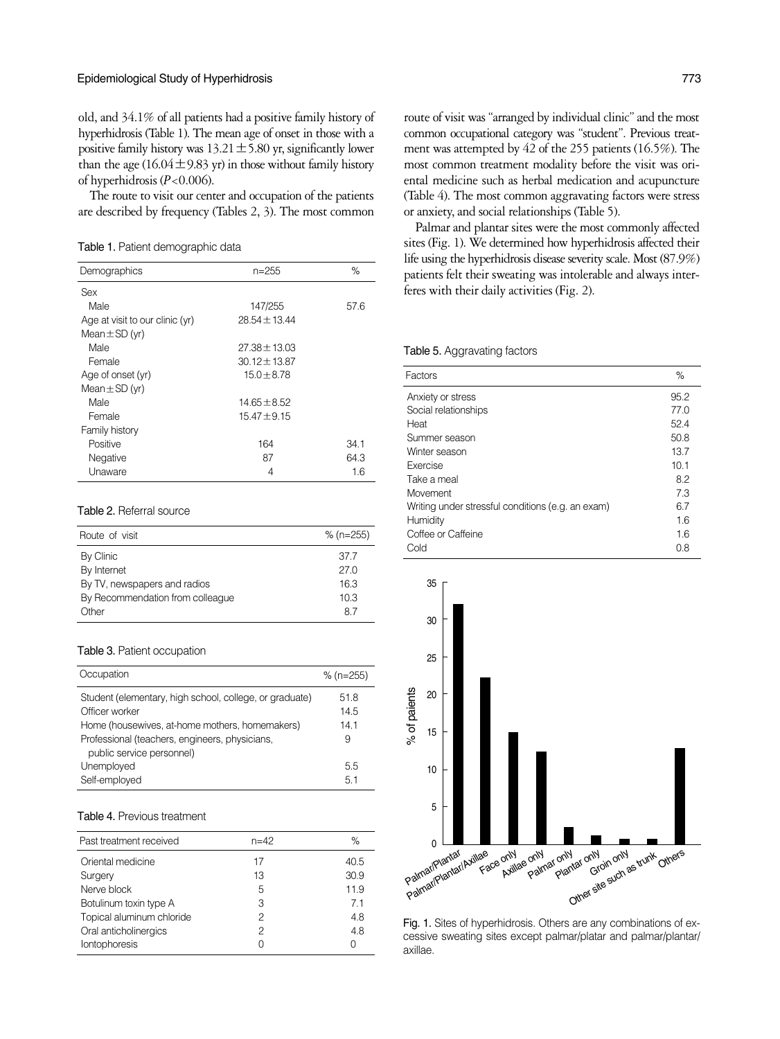old, and 34.1% of all patients had a positive family history of hyperhidrosis (Table 1). The mean age of onset in those with a positive family history was 13.21±5.80 yr, significantly lower than the age (16.04±9.83 yr) in those without family history of hyperhidrosis ($P$<0.006).

The route to visit our center and occupation of the patients are described by frequency (Tables 2, 3). The most common route of visit was "arranged by individual clinic" and the most common occupational category was "student". Previous treatment was attempted by 42 of the 255 patients (16.5%). The most common treatment modality before the visit was oriental medicine such as herbal medication and acupuncture (Table 4). The most common aggravating factors were stress or anxiety, and social relationships (Table 5).

Palmar and plantar sites were the most commonly affected sites (Fig. 1). We determined how hyperhidrosis affected their life using the hyperhidrosis disease severity scale. Most (87.9%) patients felt their sweating was intolerable and always interferes with their daily activities (Fig. 2).

**Table 1.** Patient demographic data

| Demographics | n=255 | % |
|---|---|---|
| Sex | | |
| Male | 147/255 | 57.6 |
| Age at visit to our clinic (yr) | 28.54±13.44 | |
| Mean±SD (yr) | | |
| Male | 27.38±13.03 | |
| Female | 30.12±13.87 | |
| Age of onset (yr) | 15.0±8.78 | |
| Mean±SD (yr) | | |
| Male | 14.65±8.52 | |
| Female | 15.47±9.15 | |
| Family history | | |
| Positive | 164 | 34.1 |
| Negative | 87 | 64.3 |
| Unaware | 4 | 1.6 |

**Table 2.** Referral source

| Route of visit | % (n=255) |
|---|---|
| By Clinic | 37.7 |
| By Internet | 27.0 |
| By TV, newspapers and radios | 16.3 |
| By Recommendation from colleague | 10.3 |
| Other | 8.7 |

**Table 3.** Patient occupation

| Occupation | % (n=255) |
|---|---|
| Student (elementary, high school, college, or graduate) | 51.8 |
| Officer worker | 14.5 |
| Home (housewives, at-home mothers, homemakers) | 14.1 |
| Professional (teachers, engineers, physicians, public service personnel) | 9 |
| Unemployed | 5.5 |
| Self-employed | 5.1 |

**Table 4.** Previous treatment

| Past treatment received | n=42 | % |
|---|---|---|
| Oriental medicine | 17 | 40.5 |
| Surgery | 13 | 30.9 |
| Nerve block | 5 | 11.9 |
| Botulinum toxin type A | 3 | 7.1 |
| Topical aluminum chloride | 2 | 4.8 |
| Oral anticholinergics | 2 | 4.8 |
| Iontophoresis | 0 | 0 |

**Table 5.** Aggravating factors

| Factors | % |
|---|---|
| Anxiety or stress | 95.2 |
| Social relationships | 77.0 |
| Heat | 52.4 |
| Summer season | 50.8 |
| Winter season | 13.7 |
| Exercise | 10.1 |
| Take a meal | 8.2 |
| Movement | 7.3 |
| Writing under stressful conditions (e.g. an exam) | 6.7 |
| Humidity | 1.6 |
| Coffee or Caffeine | 1.6 |
| Cold | 0.8 |

**Fig. 1.** Sites of hyperhidrosis. Others are any combinations of excessive sweating sites except palmar/platar and palmar/plantar/axillae.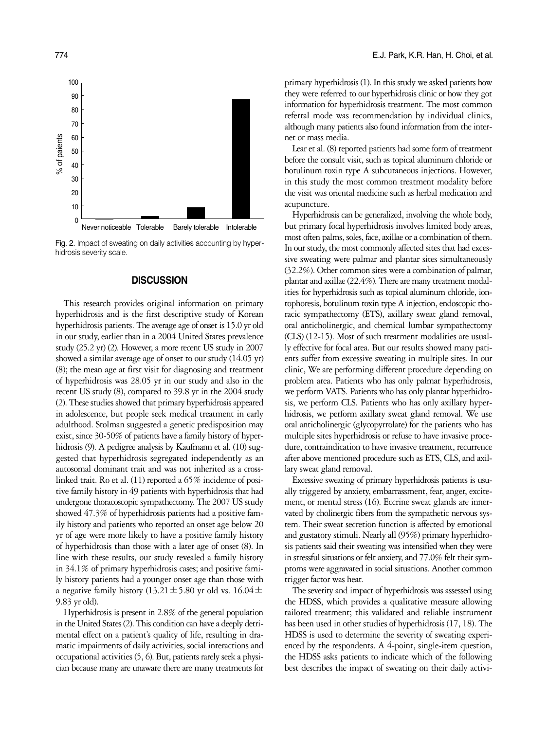Fig. 2. Impact of sweating on daily activities accounting by hyperhidrosis severity scale.

## DISCUSSION

This research provides original information on primary hyperhidrosis and is the first descriptive study of Korean hyperhidrosis patients. The average age of onset is 15.0 yr old in our study, earlier than in a 2004 United States prevalence study (25.2 yr) (2). However, a more recent US study in 2007 showed a similar average age of onset to our study (14.05 yr) (8); the mean age at first visit for diagnosing and treatment of hyperhidrosis was 28.05 yr in our study and also in the recent US study (8), compared to 39.8 yr in the 2004 study (2). These studies showed that primary hyperhidrosis appeared in adolescence, but people seek medical treatment in early adulthood. Stolman suggested a genetic predisposition may exist, since 30-50% of patients have a family history of hyperhidrosis (9). A pedigree analysis by Kaufmann et al. (10) suggested that hyperhidrosis segregated independently as an autosomal dominant trait and was not inherited as a cross-linked trait. Ro et al. (11) reported a 65% incidence of positive family history in 49 patients with hyperhidrosis that had undergone thoracoscopic sympathectomy. The 2007 US study showed 47.3% of hyperhidrosis patients had a positive family history and patients who reported an onset age below 20 yr of age were more likely to have a positive family history of hyperhidrosis than those with a later age of onset (8). In line with these results, our study revealed a family history in 34.1% of primary hyperhidrosis cases; and positive family history patients had a younger onset age than those with a negative family history ($13.21 \pm 5.80$ yr old vs. $16.04 \pm 9.83$ yr old).

Hyperhidrosis is present in 2.8% of the general population in the United States (2). This condition can have a deeply detrimental effect on a patient's quality of life, resulting in dramatic impairments of daily activities, social interactions and occupational activities (5, 6). But, patients rarely seek a physician because many are unaware there are many treatments for primary hyperhidrosis (1). In this study we asked patients how they were referred to our hyperhidrosis clinic or how they got information for hyperhidrosis treatment. The most common referral mode was recommendation by individual clinics, although many patients also found information from the internet or mass media.

Lear et al. (8) reported patients had some form of treatment before the consult visit, such as topical aluminum chloride or botulinum toxin type A subcutaneous injections. However, in this study the most common treatment modality before the visit was oriental medicine such as herbal medication and acupuncture.

Hyperhidrosis can be generalized, involving the whole body, but primary focal hyperhidrosis involves limited body areas, most often palms, soles, face, axillae or a combination of them. In our study, the most commonly affected sites that had excessive sweating were palmar and plantar sites simultaneously (32.2%). Other common sites were a combination of palmar, plantar and axillae (22.4%). There are many treatment modalities for hyperhidrosis such as topical aluminum chloride, iontophoresis, botulinum toxin type A injection, endoscopic thoracic sympathectomy (ETS), axillary sweat gland removal, oral anticholinergic, and chemical lumbar sympathectomy (CLS) (12-15). Most of such treatment modalities are usually effective for focal area. But our results showed many patients suffer from excessive sweating in multiple sites. In our clinic, We are performing different procedure depending on problem area. Patients who has only palmar hyperhidrosis, we perform VATS. Patients who has only plantar hyperhidrosis, we perform CLS. Patients who has only axillary hyperhidrosis, we perform axillary sweat gland removal. We use oral anticholinergic (glycopyrrolate) for the patients who has multiple sites hyperhidrosis or refuse to have invasive procedure, contraindication to have invasive treatment, recurrence after above mentioned procedure such as ETS, CLS, and axillary sweat gland removal.

Excessive sweating of primary hyperhidrosis patients is usually triggered by anxiety, embarrassment, fear, anger, excitement, or mental stress (16). Eccrine sweat glands are innervated by cholinergic fibers from the sympathetic nervous system. Their sweat secretion function is affected by emotional and gustatory stimuli. Nearly all (95%) primary hyperhidrosis patients said their sweating was intensified when they were in stressful situations or felt anxiety, and 77.0% felt their symptoms were aggravated in social situations. Another common trigger factor was heat.

The severity and impact of hyperhidrosis was assessed using the HDSS, which provides a qualitative measure allowing tailored treatment; this validated and reliable instrument has been used in other studies of hyperhidrosis (17, 18). The HDSS is used to determine the severity of sweating experienced by the respondents. A 4-point, single-item question, the HDSS asks patients to indicate which of the following best describes the impact of sweating on their daily activi-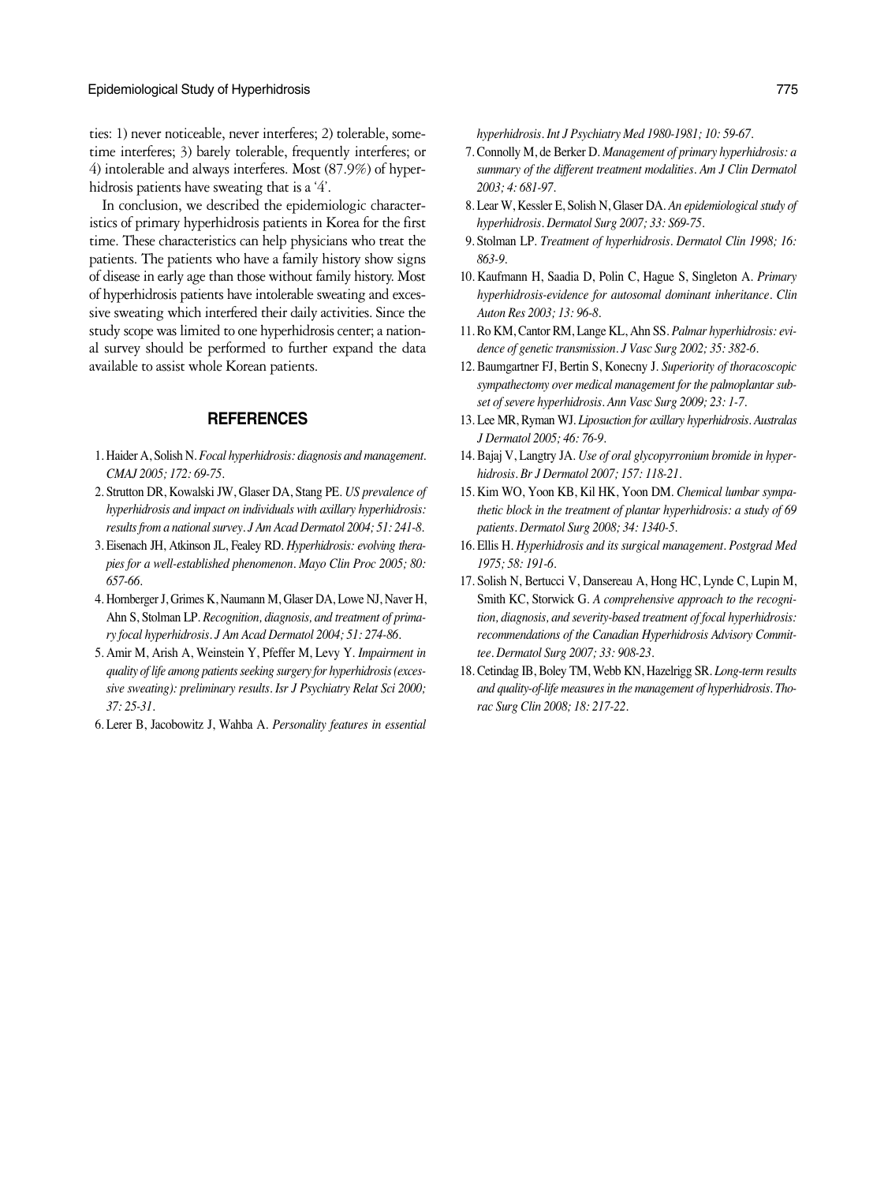ties: 1) never noticeable, never interferes; 2) tolerable, sometime interferes; 3) barely tolerable, frequently interferes; or 4) intolerable and always interferes. Most (87.9%) of hyperhidrosis patients have sweating that is a '4'.

In conclusion, we described the epidemiologic characteristics of primary hyperhidrosis patients in Korea for the first time. These characteristics can help physicians who treat the patients. The patients who have a family history show signs of disease in early age than those without family history. Most of hyperhidrosis patients have intolerable sweating and excessive sweating which interfered their daily activities. Since the study scope was limited to one hyperhidrosis center; a national survey should be performed to further expand the data available to assist whole Korean patients.

## REFERENCES

1. Haider A, Solish N. *Focal hyperhidrosis: diagnosis and management*. *CMAJ 2005; 172: 69-75*.
2. Strutton DR, Kowalski JW, Glaser DA, Stang PE. *US prevalence of hyperhidrosis and impact on individuals with axillary hyperhidrosis: results from a national survey*. *J Am Acad Dermatol 2004; 51: 241-8*.
3. Eisenach JH, Atkinson JL, Fealey RD. *Hyperhidrosis: evolving therapies for a well-established phenomenon*. *Mayo Clin Proc 2005; 80: 657-66*.
4. Hornberger J, Grimes K, Naumann M, Glaser DA, Lowe NJ, Naver H, Ahn S, Stolman LP. *Recognition, diagnosis, and treatment of primary focal hyperhidrosis*. *J Am Acad Dermatol 2004; 51: 274-86*.
5. Amir M, Arish A, Weinstein Y, Pfeffer M, Levy Y. *Impairment in quality of life among patients seeking surgery for hyperhidrosis (excessive sweating): preliminary results*. *Isr J Psychiatry Relat Sci 2000; 37: 25-31*.
6. Lerer B, Jacobowitz J, Wahba A. *Personality features in essential hyperhidrosis*. *Int J Psychiatry Med 1980-1981; 10: 59-67*.
7. Connolly M, de Berker D. *Management of primary hyperhidrosis: a summary of the different treatment modalities*. *Am J Clin Dermatol 2003; 4: 681-97*.
8. Lear W, Kessler E, Solish N, Glaser DA. *An epidemiological study of hyperhidrosis*. *Dermatol Surg 2007; 33: S69-75*.
9. Stolman LP. *Treatment of hyperhidrosis*. *Dermatol Clin 1998; 16: 863-9*.
10. Kaufmann H, Saadia D, Polin C, Hague S, Singleton A. *Primary hyperhidrosis-evidence for autosomal dominant inheritance*. *Clin Auton Res 2003; 13: 96-8*.
11. Ro KM, Cantor RM, Lange KL, Ahn SS. *Palmar hyperhidrosis: evidence of genetic transmission*. *J Vasc Surg 2002; 35: 382-6*.
12. Baumgartner FJ, Bertin S, Konecny J. *Superiority of thoracoscopic sympathectomy over medical management for the palmoplantar subset of severe hyperhidrosis*. *Ann Vasc Surg 2009; 23: 1-7*.
13. Lee MR, Ryman WJ. *Liposuction for axillary hyperhidrosis*. *Australas J Dermatol 2005; 46: 76-9*.
14. Bajaj V, Langtry JA. *Use of oral glycopyrronium bromide in hyperhidrosis*. *Br J Dermatol 2007; 157: 118-21*.
15. Kim WO, Yoon KB, Kil HK, Yoon DM. *Chemical lumbar sympathetic block in the treatment of plantar hyperhidrosis: a study of 69 patients*. *Dermatol Surg 2008; 34: 1340-5*.
16. Ellis H. *Hyperhidrosis and its surgical management*. *Postgrad Med 1975; 58: 191-6*.
17. Solish N, Bertucci V, Dansereau A, Hong HC, Lynde C, Lupin M, Smith KC, Storwick G. *A comprehensive approach to the recognition, diagnosis, and severity-based treatment of focal hyperhidrosis: recommendations of the Canadian Hyperhidrosis Advisory Committee*. *Dermatol Surg 2007; 33: 908-23*.
18. Cetindag IB, Boley TM, Webb KN, Hazelrigg SR. *Long-term results and quality-of-life measures in the management of hyperhidrosis*. *Thorac Surg Clin 2008; 18: 217-22*.